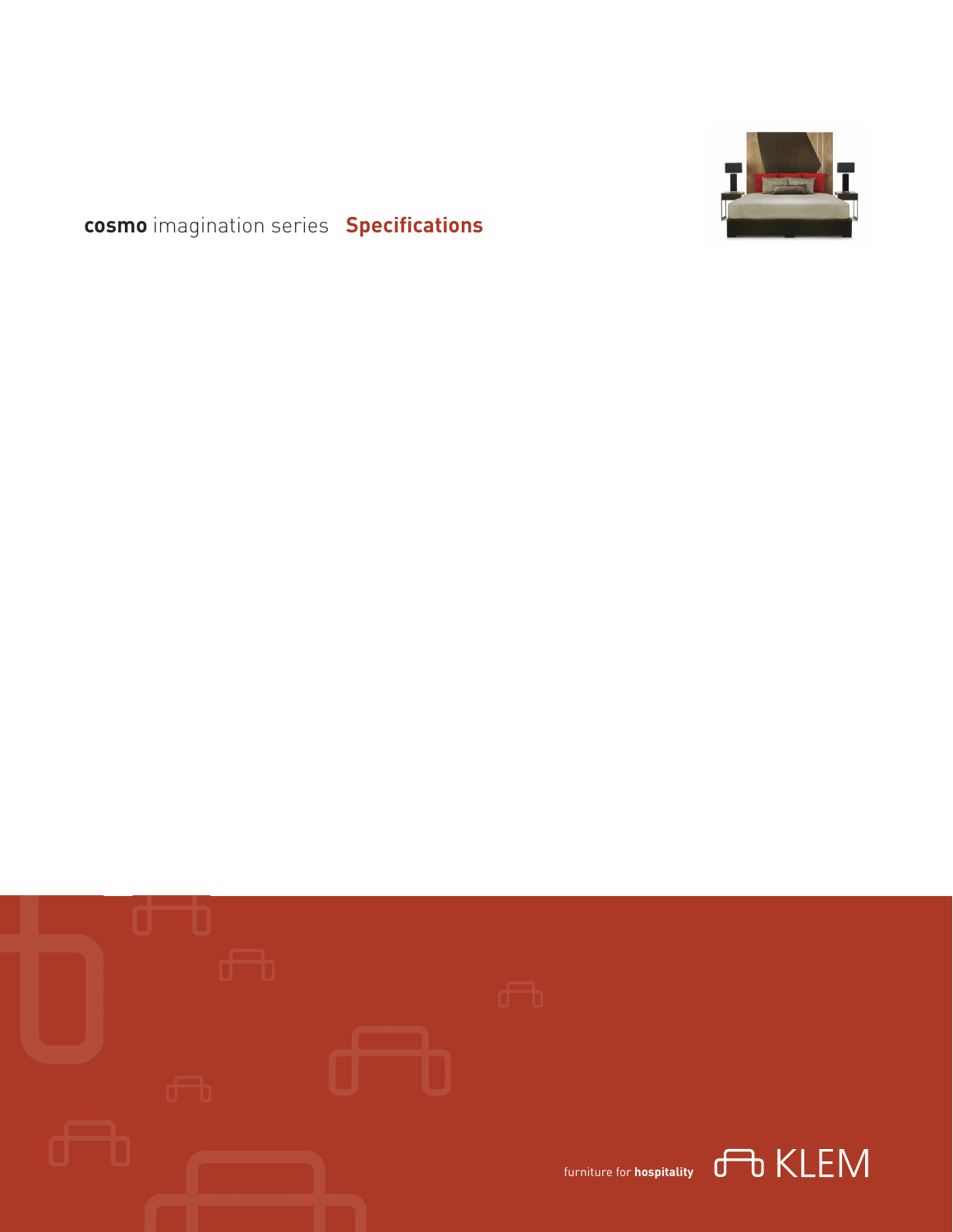# **cosmo** imagination series **Specifications**

furniture for **hospitality** KLEM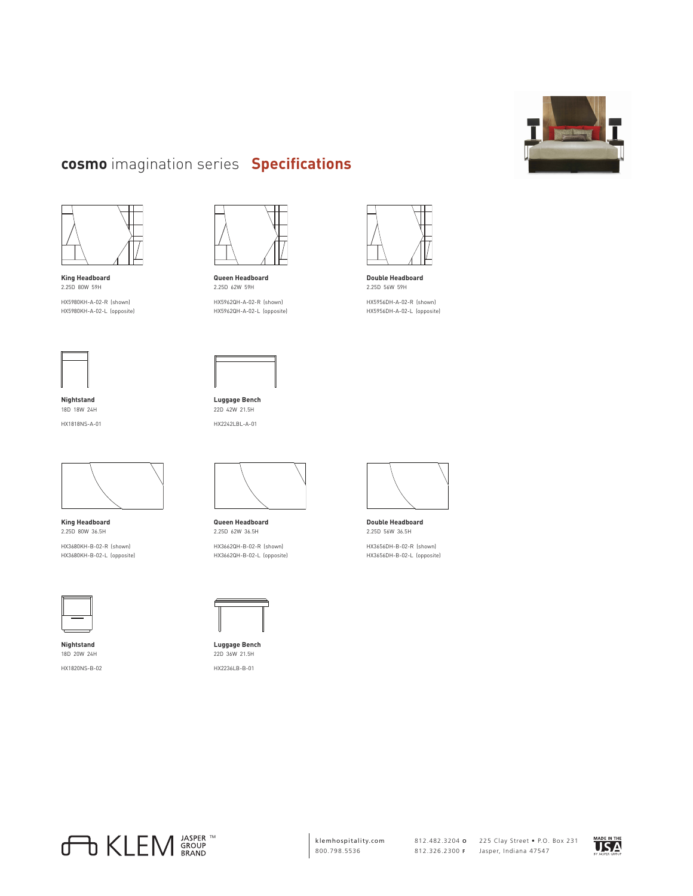# **cosmo** imagination series **Specifications**

**King Headboard**
2.25D 80W 59H

HX5980KH-A-02-R (shown)
HX5980KH-A-02-L (opposite)

**Queen Headboard**
2.25D 62W 59H

HX5962QH-A-02-R (shown)
HX5962QH-A-02-L (opposite)

**Double Headboard**
2.25D 56W 59H

HX5956DH-A-02-R (shown)
HX5956DH-A-02-L (opposite)

**Nightstand**
18D 18W 24H

HX1818NS-A-01

**Luggage Bench**
22D 42W 21.5H

HX2242LBL-A-01

**King Headboard**
2.25D 80W 36.5H

HX3680KH-B-02-R (shown)
HX3680KH-B-02-L (opposite)

**Queen Headboard**
2.25D 62W 36.5H

HX3662QH-B-02-R (shown)
HX3662QH-B-02-L (opposite)

**Double Headboard**
2.25D 56W 36.5H

HX3656DH-B-02-R (shown)
HX3656DH-B-02-L (opposite)

**Nightstand**
18D 20W 24H

HX1820NS-B-02

**Luggage Bench**
22D 36W 21.5H

HX2236LB-B-01

KLEM JASPER GROUP BRAND ™

klemhospitality.com
800.798.5536

812.482.3204 O
812.326.2300 F

225 Clay Street • P.O. Box 231
Jasper, Indiana 47547

MADE IN THE USA BY JASPER GROUP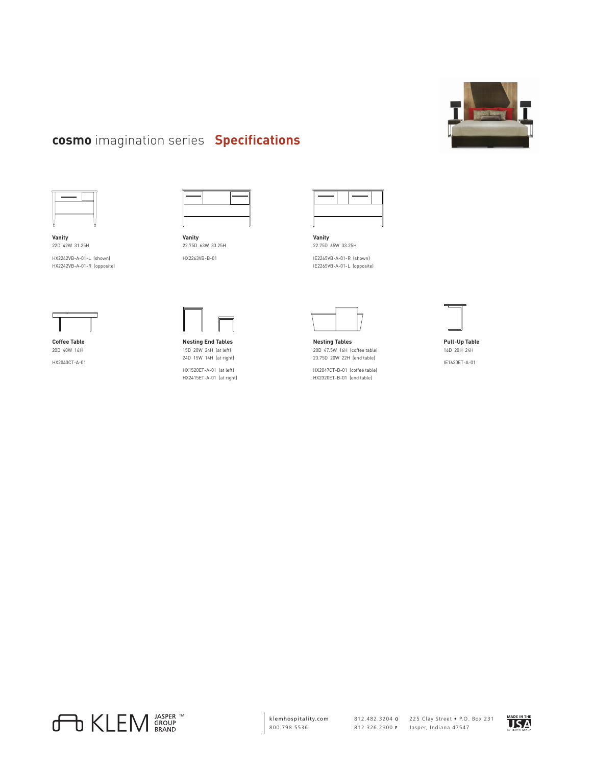## **cosmo** imagination series **Specifications**

**Vanity**
22D 42W 31.25H

HX2242VB-A-01-L (shown)
HX2242VB-A-01-R (opposite)

**Vanity**
22.75D 63W 33.25H

HX2263VB-B-01

**Vanity**
22.75D 65W 33.25H

IE2265VB-A-01-R (shown)
IE2265VB-A-01-L (opposite)

**Coffee Table**
20D 40W 16H

HX2040CT-A-01

**Nesting End Tables**
15D 20W 24H (at left)
24D 15W 14H (at right)

HX1520ET-A-01 (at left)
HX2415ET-A-01 (at right)

**Nesting Tables**
20D 47.5W 16H (coffee table)
23.75D 20W 22H (end table)

HX2047CT-B-01 (coffee table)
HX2320ET-B-01 (end table)

**Pull-Up Table**
16D 20H 24H

IE1620ET-A-01

KLEM JASPER GROUP BRAND ™

klemhospitality.com
800.798.5536

812.482.3204 **O**
812.326.2300 **F**

225 Clay Street • P.O. Box 231
Jasper, Indiana 47547

MADE IN THE USA BY JASPER GROUP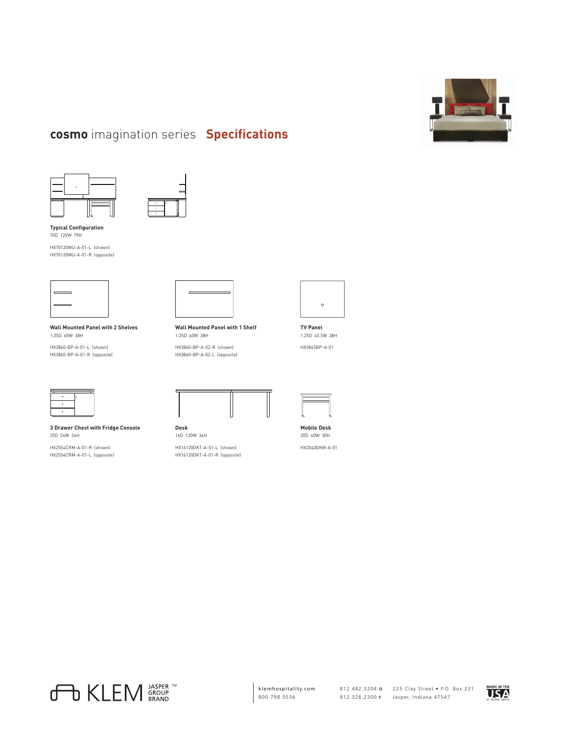# **cosmo** imagination series **Specifications**

**Typical Configuration**
70D 120W 79H

HX70120WU-A-01-L (shown)
HX70120WU-A-01-R (opposite)

**Wall Mounted Panel with 2 Shelves**
1.25D 60W 38H

HX3860-BP-A-01-L (shown)
HX3860-BP-A-01-R (opposite)

**Wall Mounted Panel with 1 Shelf**
1.25D 60W 38H

HX3860-BP-A-02-R (shown)
HX3860-BP-A-02-L (opposite)

**TV Panel**
1.25D 45.5W 38H

HX3845BP-A-01

**3 Drawer Chest with Fridge Console**
25D 54W 34H

HX2554CRM-A-01-R (shown)
HX2554CRM-A-01-L (opposite)

**Desk**
16D 120W 34H

HX16120DKT-A-01-L (shown)
HX16120DKT-A-01-R (opposite)

**Mobile Desk**
20D 40W 30H

HX2040DKM-A-01

KLEM JASPER GROUP BRAND ™

klemhospitality.com
800.798.5536

812.482.3204 **O**
812.326.2300 **F**

225 Clay Street • P.O. Box 231
Jasper, Indiana 47547

MADE IN THE USA BY JASPER GROUP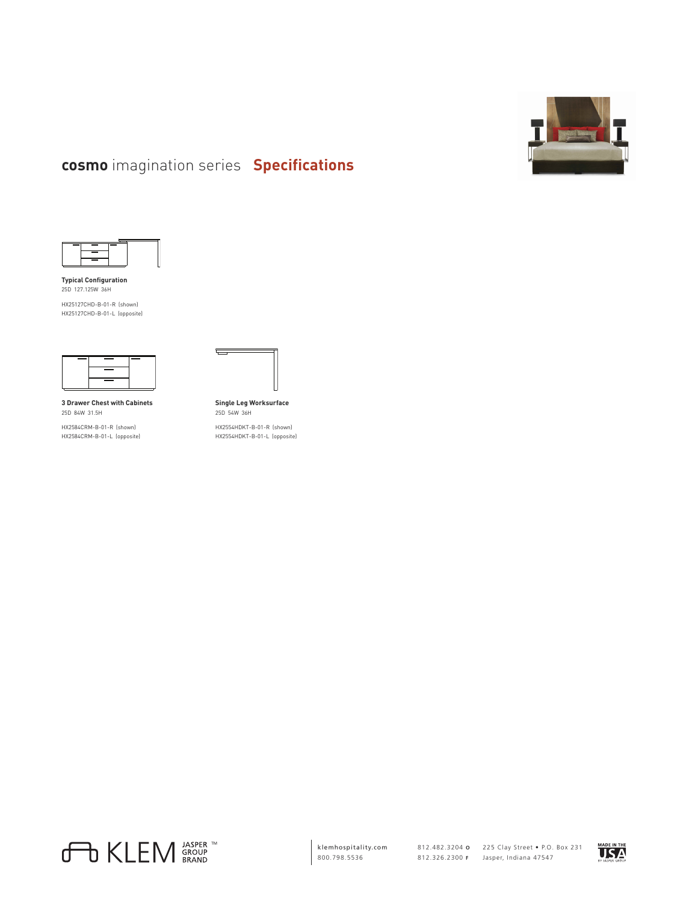# **cosmo** imagination series **Specifications**

**Typical Configuration**
25D 127.125W 36H

HX25127CHD-B-01-R (shown)
HX25127CHD-B-01-L (opposite)

**3 Drawer Chest with Cabinets**
25D 84W 31.5H

HX2584CRM-B-01-R (shown)
HX2584CRM-B-01-L (opposite)

**Single Leg Worksurface**
25D 54W 36H

HX2554HDKT-B-01-R (shown)
HX2554HDKT-B-01-L (opposite)

KLEM JASPER GROUP BRAND ™

klemhospitality.com
800.798.5536

812.482.3204 **O**
812.326.2300 **F**

225 Clay Street • P.O. Box 231
Jasper, Indiana 47547

MADE IN THE USA BY JASPER GROUP